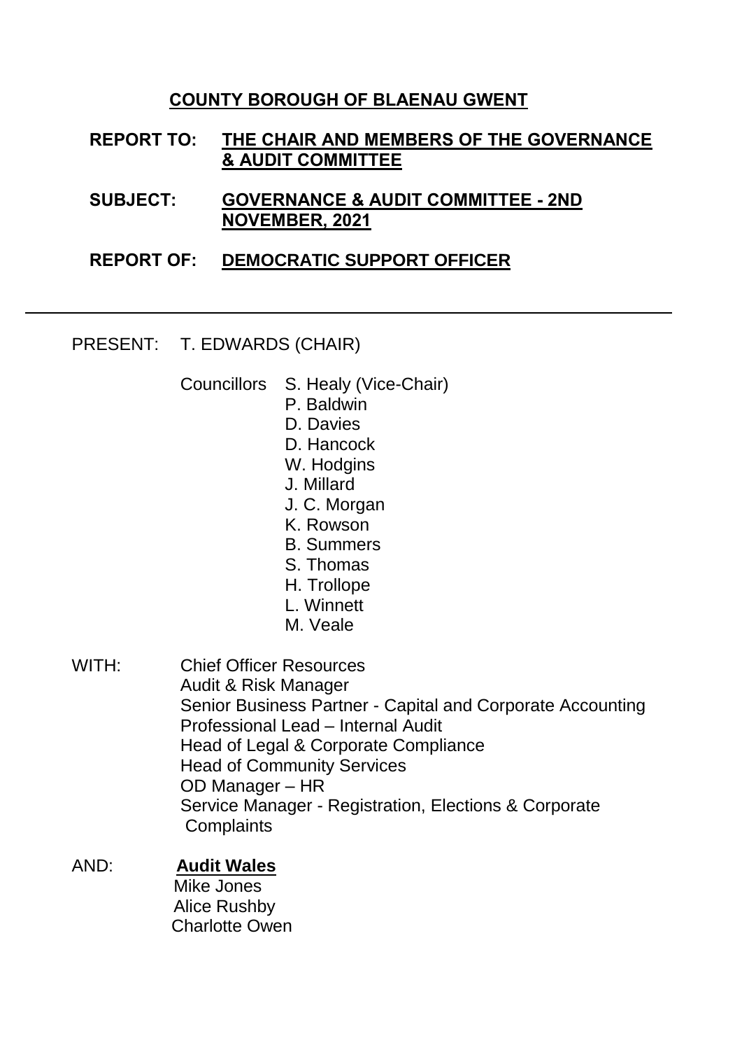**COUNTY BOROUGH OF BLAENAU GWENT**

**REPORT TO:** **THE CHAIR AND MEMBERS OF THE GOVERNANCE & AUDIT COMMITTEE**

**SUBJECT:** **GOVERNANCE & AUDIT COMMITTEE - 2ND NOVEMBER, 2021**

**REPORT OF:** **DEMOCRATIC SUPPORT OFFICER**

---

PRESENT: T. EDWARDS (CHAIR)

Councillors S. Healy (Vice-Chair)
P. Baldwin
D. Davies
D. Hancock
W. Hodgins
J. Millard
J. C. Morgan
K. Rowson
B. Summers
S. Thomas
H. Trollope
L. Winnett
M. Veale

WITH: Chief Officer Resources
Audit & Risk Manager
Senior Business Partner - Capital and Corporate Accounting
Professional Lead – Internal Audit
Head of Legal & Corporate Compliance
Head of Community Services
OD Manager – HR
Service Manager - Registration, Elections & Corporate Complaints

AND: **Audit Wales**
Mike Jones
Alice Rushby
Charlotte Owen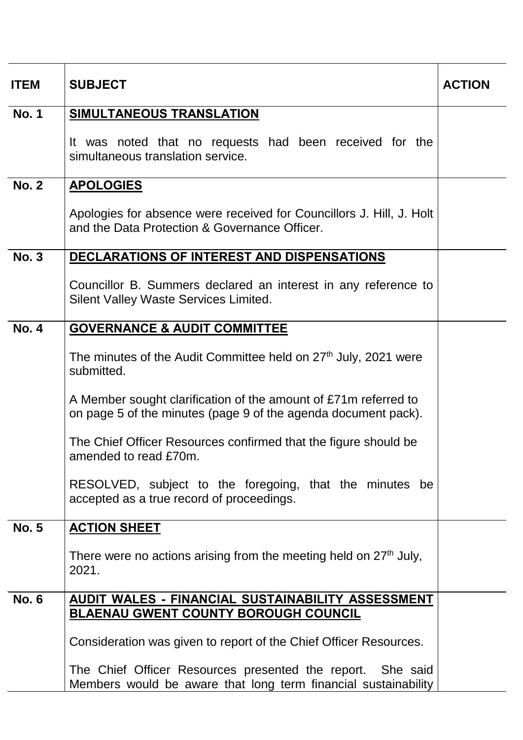| ITEM | SUBJECT | ACTION |
|---|---|---|
| **No. 1** | **SIMULTANEOUS TRANSLATION**<br><br>It was noted that no requests had been received for the simultaneous translation service. | |
| **No. 2** | **APOLOGIES**<br><br>Apologies for absence were received for Councillors J. Hill, J. Holt and the Data Protection & Governance Officer. | |
| **No. 3** | **DECLARATIONS OF INTEREST AND DISPENSATIONS**<br><br>Councillor B. Summers declared an interest in any reference to Silent Valley Waste Services Limited. | |
| **No. 4** | **GOVERNANCE & AUDIT COMMITTEE**<br><br>The minutes of the Audit Committee held on 27th July, 2021 were submitted.<br><br>A Member sought clarification of the amount of £71m referred to on page 5 of the minutes (page 9 of the agenda document pack).<br><br>The Chief Officer Resources confirmed that the figure should be amended to read £70m.<br><br>RESOLVED, subject to the foregoing, that the minutes be accepted as a true record of proceedings. | |
| **No. 5** | **ACTION SHEET**<br><br>There were no actions arising from the meeting held on 27th July, 2021. | |
| **No. 6** | **AUDIT WALES - FINANCIAL SUSTAINABILITY ASSESSMENT BLAENAU GWENT COUNTY BOROUGH COUNCIL**<br><br>Consideration was given to report of the Chief Officer Resources.<br><br>The Chief Officer Resources presented the report. She said Members would be aware that long term financial sustainability | |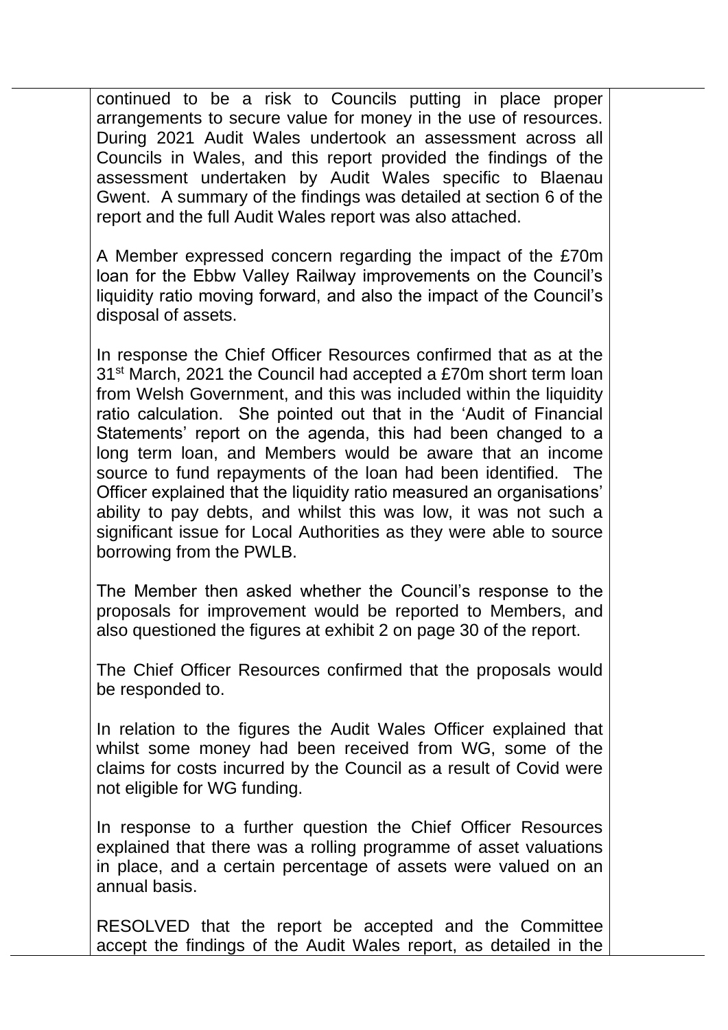continued to be a risk to Councils putting in place proper arrangements to secure value for money in the use of resources. During 2021 Audit Wales undertook an assessment across all Councils in Wales, and this report provided the findings of the assessment undertaken by Audit Wales specific to Blaenau Gwent. A summary of the findings was detailed at section 6 of the report and the full Audit Wales report was also attached.

A Member expressed concern regarding the impact of the £70m loan for the Ebbw Valley Railway improvements on the Council's liquidity ratio moving forward, and also the impact of the Council's disposal of assets.

In response the Chief Officer Resources confirmed that as at the 31st March, 2021 the Council had accepted a £70m short term loan from Welsh Government, and this was included within the liquidity ratio calculation. She pointed out that in the 'Audit of Financial Statements' report on the agenda, this had been changed to a long term loan, and Members would be aware that an income source to fund repayments of the loan had been identified. The Officer explained that the liquidity ratio measured an organisations' ability to pay debts, and whilst this was low, it was not such a significant issue for Local Authorities as they were able to source borrowing from the PWLB.

The Member then asked whether the Council's response to the proposals for improvement would be reported to Members, and also questioned the figures at exhibit 2 on page 30 of the report.

The Chief Officer Resources confirmed that the proposals would be responded to.

In relation to the figures the Audit Wales Officer explained that whilst some money had been received from WG, some of the claims for costs incurred by the Council as a result of Covid were not eligible for WG funding.

In response to a further question the Chief Officer Resources explained that there was a rolling programme of asset valuations in place, and a certain percentage of assets were valued on an annual basis.

RESOLVED that the report be accepted and the Committee accept the findings of the Audit Wales report, as detailed in the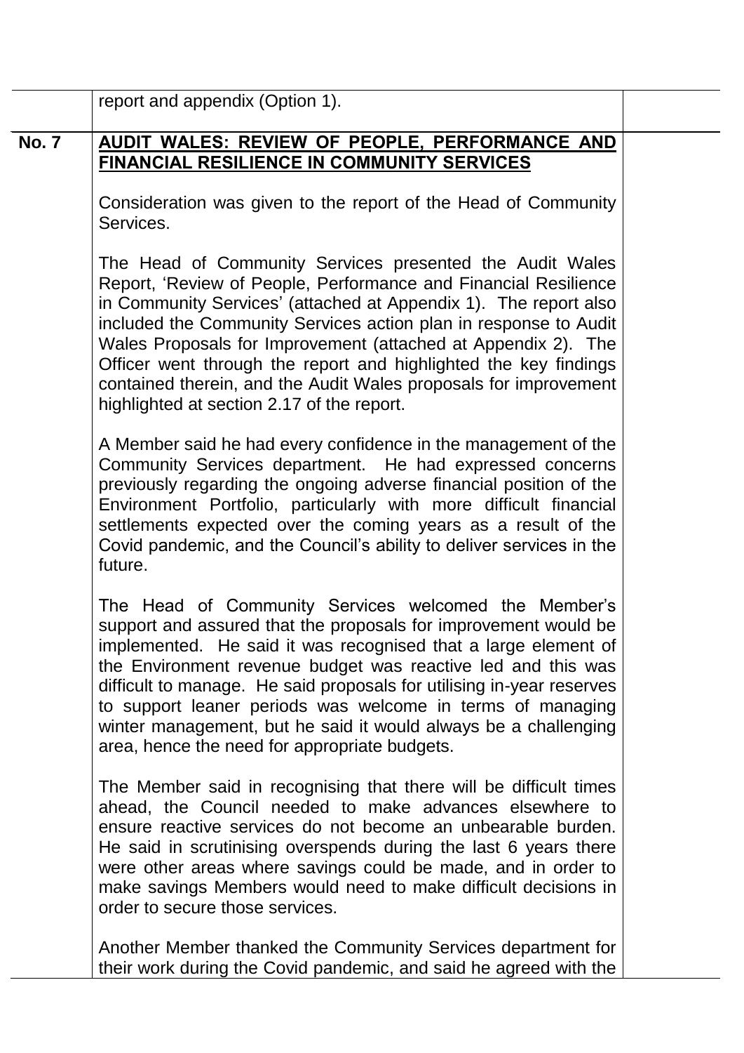report and appendix (Option 1).

**No. 7** **<u>AUDIT WALES: REVIEW OF PEOPLE, PERFORMANCE AND FINANCIAL RESILIENCE IN COMMUNITY SERVICES</u>**

Consideration was given to the report of the Head of Community Services.

The Head of Community Services presented the Audit Wales Report, 'Review of People, Performance and Financial Resilience in Community Services' (attached at Appendix 1). The report also included the Community Services action plan in response to Audit Wales Proposals for Improvement (attached at Appendix 2). The Officer went through the report and highlighted the key findings contained therein, and the Audit Wales proposals for improvement highlighted at section 2.17 of the report.

A Member said he had every confidence in the management of the Community Services department. He had expressed concerns previously regarding the ongoing adverse financial position of the Environment Portfolio, particularly with more difficult financial settlements expected over the coming years as a result of the Covid pandemic, and the Council's ability to deliver services in the future.

The Head of Community Services welcomed the Member's support and assured that the proposals for improvement would be implemented. He said it was recognised that a large element of the Environment revenue budget was reactive led and this was difficult to manage. He said proposals for utilising in-year reserves to support leaner periods was welcome in terms of managing winter management, but he said it would always be a challenging area, hence the need for appropriate budgets.

The Member said in recognising that there will be difficult times ahead, the Council needed to make advances elsewhere to ensure reactive services do not become an unbearable burden. He said in scrutinising overspends during the last 6 years there were other areas where savings could be made, and in order to make savings Members would need to make difficult decisions in order to secure those services.

Another Member thanked the Community Services department for their work during the Covid pandemic, and said he agreed with the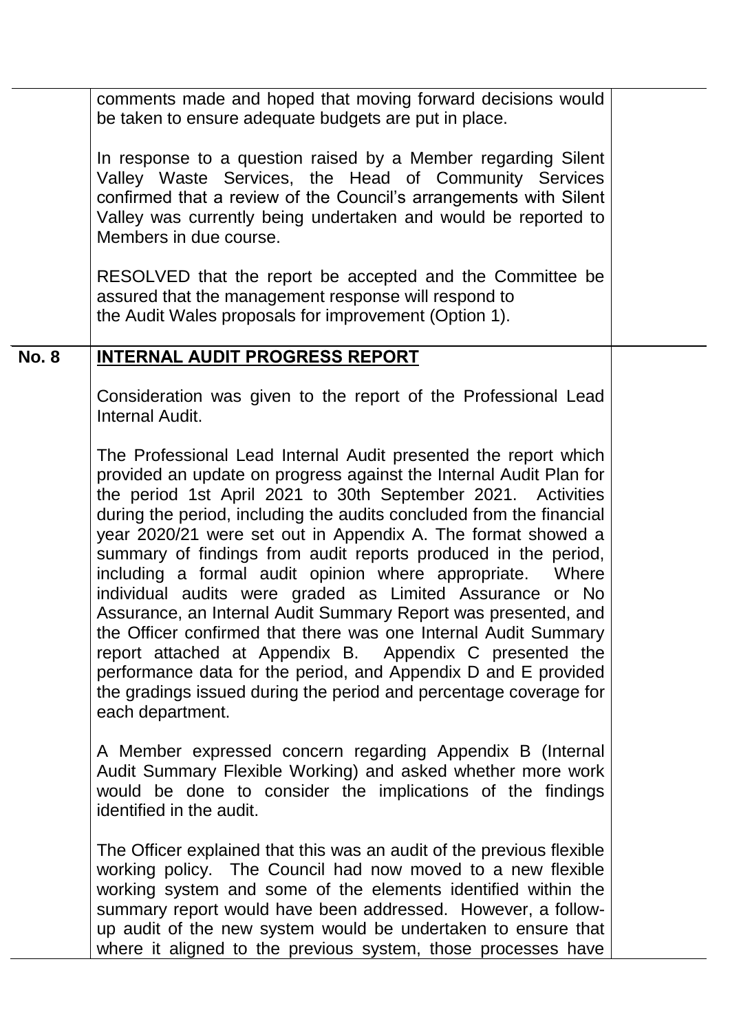comments made and hoped that moving forward decisions would be taken to ensure adequate budgets are put in place.

In response to a question raised by a Member regarding Silent Valley Waste Services, the Head of Community Services confirmed that a review of the Council's arrangements with Silent Valley was currently being undertaken and would be reported to Members in due course.

RESOLVED that the report be accepted and the Committee be assured that the management response will respond to the Audit Wales proposals for improvement (Option 1).

**No. 8** **INTERNAL AUDIT PROGRESS REPORT**

Consideration was given to the report of the Professional Lead Internal Audit.

The Professional Lead Internal Audit presented the report which provided an update on progress against the Internal Audit Plan for the period 1st April 2021 to 30th September 2021. Activities during the period, including the audits concluded from the financial year 2020/21 were set out in Appendix A. The format showed a summary of findings from audit reports produced in the period, including a formal audit opinion where appropriate. Where individual audits were graded as Limited Assurance or No Assurance, an Internal Audit Summary Report was presented, and the Officer confirmed that there was one Internal Audit Summary report attached at Appendix B. Appendix C presented the performance data for the period, and Appendix D and E provided the gradings issued during the period and percentage coverage for each department.

A Member expressed concern regarding Appendix B (Internal Audit Summary Flexible Working) and asked whether more work would be done to consider the implications of the findings identified in the audit.

The Officer explained that this was an audit of the previous flexible working policy. The Council had now moved to a new flexible working system and some of the elements identified within the summary report would have been addressed. However, a follow-up audit of the new system would be undertaken to ensure that where it aligned to the previous system, those processes have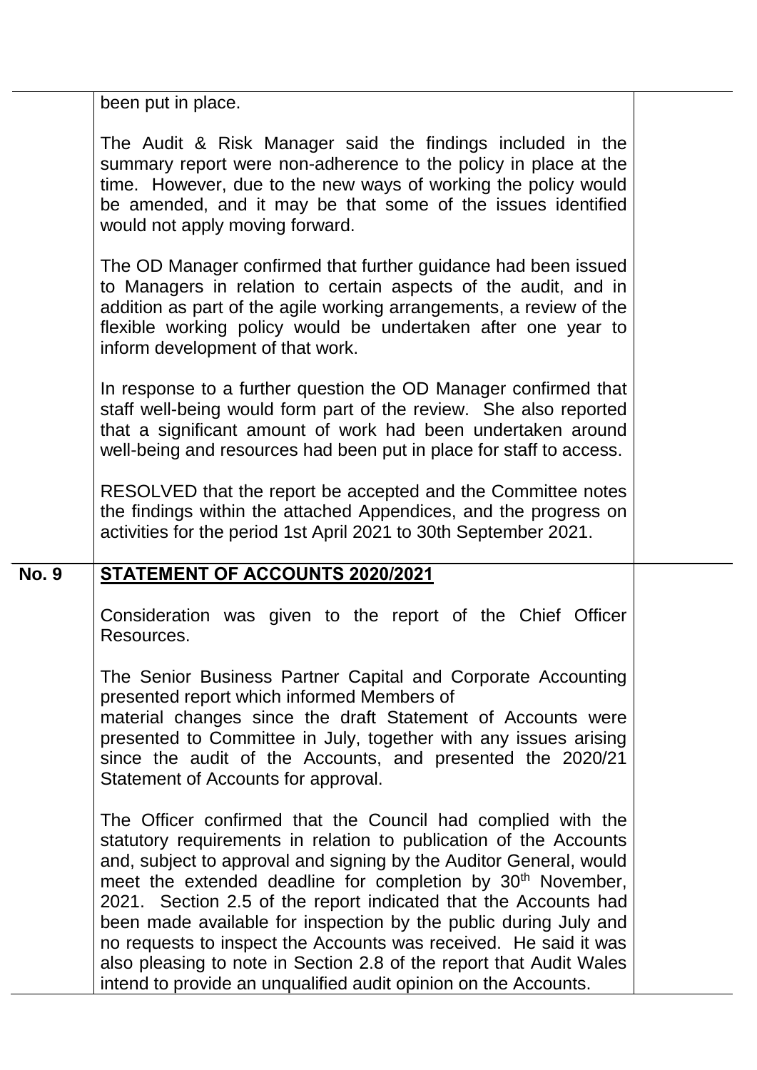been put in place.

The Audit & Risk Manager said the findings included in the summary report were non-adherence to the policy in place at the time. However, due to the new ways of working the policy would be amended, and it may be that some of the issues identified would not apply moving forward.

The OD Manager confirmed that further guidance had been issued to Managers in relation to certain aspects of the audit, and in addition as part of the agile working arrangements, a review of the flexible working policy would be undertaken after one year to inform development of that work.

In response to a further question the OD Manager confirmed that staff well-being would form part of the review. She also reported that a significant amount of work had been undertaken around well-being and resources had been put in place for staff to access.

RESOLVED that the report be accepted and the Committee notes the findings within the attached Appendices, and the progress on activities for the period 1st April 2021 to 30th September 2021.

**No. 9** **STATEMENT OF ACCOUNTS 2020/2021**

Consideration was given to the report of the Chief Officer Resources.

The Senior Business Partner Capital and Corporate Accounting presented report which informed Members of
material changes since the draft Statement of Accounts were presented to Committee in July, together with any issues arising since the audit of the Accounts, and presented the 2020/21 Statement of Accounts for approval.

The Officer confirmed that the Council had complied with the statutory requirements in relation to publication of the Accounts and, subject to approval and signing by the Auditor General, would meet the extended deadline for completion by 30th November, 2021. Section 2.5 of the report indicated that the Accounts had been made available for inspection by the public during July and no requests to inspect the Accounts was received. He said it was also pleasing to note in Section 2.8 of the report that Audit Wales intend to provide an unqualified audit opinion on the Accounts.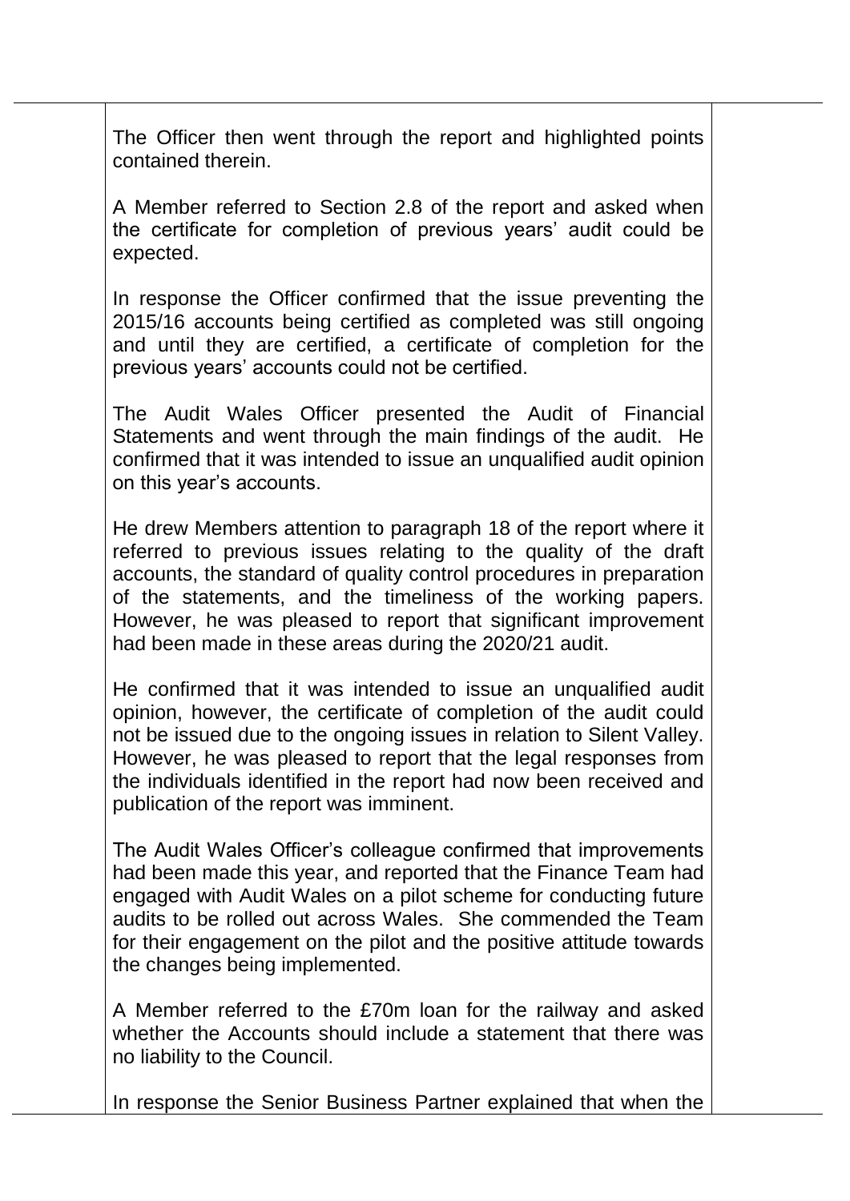The Officer then went through the report and highlighted points contained therein.

A Member referred to Section 2.8 of the report and asked when the certificate for completion of previous years' audit could be expected.

In response the Officer confirmed that the issue preventing the 2015/16 accounts being certified as completed was still ongoing and until they are certified, a certificate of completion for the previous years' accounts could not be certified.

The Audit Wales Officer presented the Audit of Financial Statements and went through the main findings of the audit. He confirmed that it was intended to issue an unqualified audit opinion on this year's accounts.

He drew Members attention to paragraph 18 of the report where it referred to previous issues relating to the quality of the draft accounts, the standard of quality control procedures in preparation of the statements, and the timeliness of the working papers. However, he was pleased to report that significant improvement had been made in these areas during the 2020/21 audit.

He confirmed that it was intended to issue an unqualified audit opinion, however, the certificate of completion of the audit could not be issued due to the ongoing issues in relation to Silent Valley. However, he was pleased to report that the legal responses from the individuals identified in the report had now been received and publication of the report was imminent.

The Audit Wales Officer's colleague confirmed that improvements had been made this year, and reported that the Finance Team had engaged with Audit Wales on a pilot scheme for conducting future audits to be rolled out across Wales. She commended the Team for their engagement on the pilot and the positive attitude towards the changes being implemented.

A Member referred to the £70m loan for the railway and asked whether the Accounts should include a statement that there was no liability to the Council.

In response the Senior Business Partner explained that when the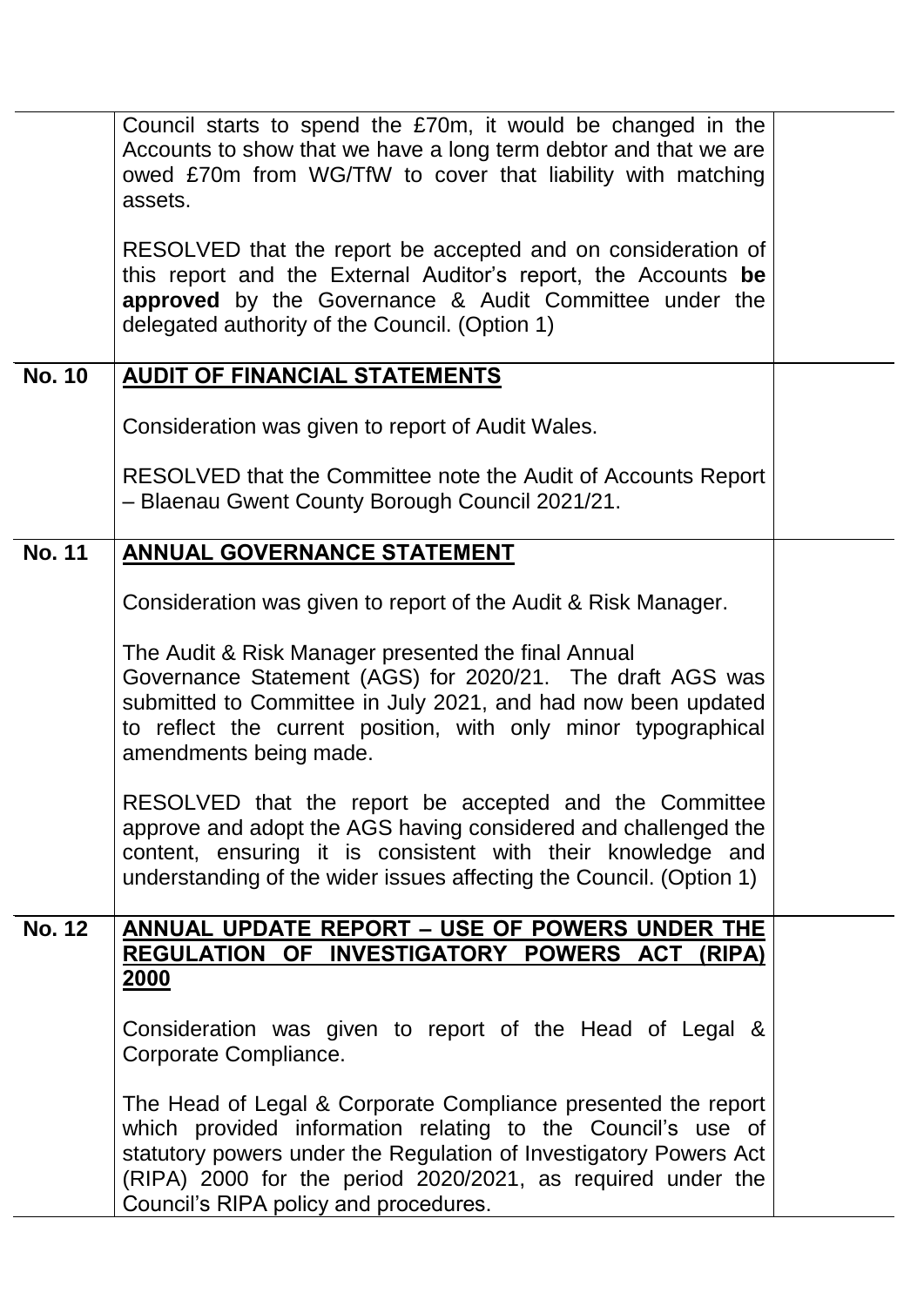| | | |
|---|---|---|
| | Council starts to spend the £70m, it would be changed in the Accounts to show that we have a long term debtor and that we are owed £70m from WG/TfW to cover that liability with matching assets.<br><br>RESOLVED that the report be accepted and on consideration of this report and the External Auditor's report, the Accounts **be approved** by the Governance & Audit Committee under the delegated authority of the Council. (Option 1) | |
| **No. 10** | **<u>AUDIT OF FINANCIAL STATEMENTS</u>**<br><br>Consideration was given to report of Audit Wales.<br><br>RESOLVED that the Committee note the Audit of Accounts Report – Blaenau Gwent County Borough Council 2021/21. | |
| **No. 11** | **<u>ANNUAL GOVERNANCE STATEMENT</u>**<br><br>Consideration was given to report of the Audit & Risk Manager.<br><br>The Audit & Risk Manager presented the final Annual Governance Statement (AGS) for 2020/21. The draft AGS was submitted to Committee in July 2021, and had now been updated to reflect the current position, with only minor typographical amendments being made.<br><br>RESOLVED that the report be accepted and the Committee approve and adopt the AGS having considered and challenged the content, ensuring it is consistent with their knowledge and understanding of the wider issues affecting the Council. (Option 1) | |
| **No. 12** | **<u>ANNUAL UPDATE REPORT – USE OF POWERS UNDER THE REGULATION OF INVESTIGATORY POWERS ACT (RIPA) 2000</u>**<br><br>Consideration was given to report of the Head of Legal & Corporate Compliance.<br><br>The Head of Legal & Corporate Compliance presented the report which provided information relating to the Council's use of statutory powers under the Regulation of Investigatory Powers Act (RIPA) 2000 for the period 2020/2021, as required under the Council's RIPA policy and procedures. | |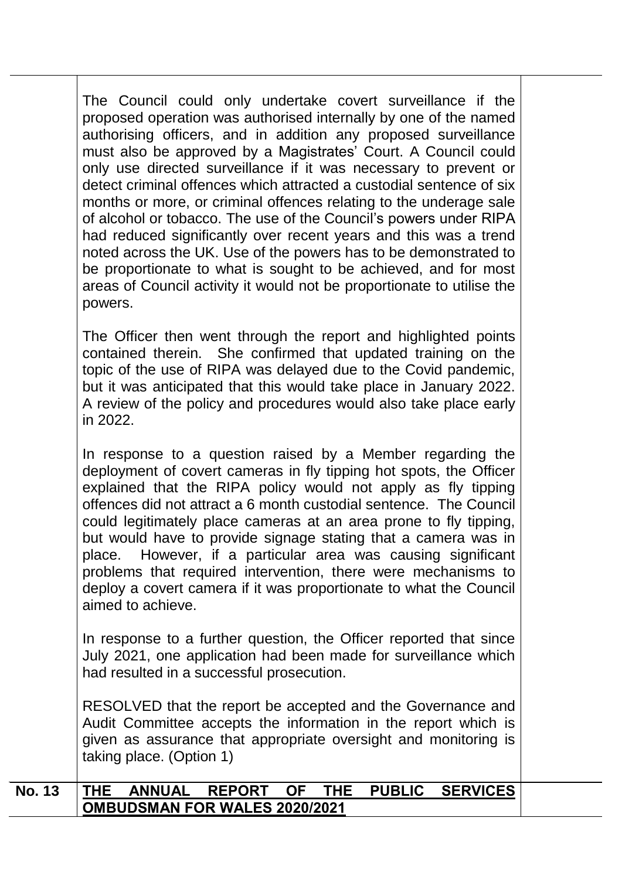The Council could only undertake covert surveillance if the proposed operation was authorised internally by one of the named authorising officers, and in addition any proposed surveillance must also be approved by a Magistrates' Court. A Council could only use directed surveillance if it was necessary to prevent or detect criminal offences which attracted a custodial sentence of six months or more, or criminal offences relating to the underage sale of alcohol or tobacco. The use of the Council's powers under RIPA had reduced significantly over recent years and this was a trend noted across the UK. Use of the powers has to be demonstrated to be proportionate to what is sought to be achieved, and for most areas of Council activity it would not be proportionate to utilise the powers.

The Officer then went through the report and highlighted points contained therein. She confirmed that updated training on the topic of the use of RIPA was delayed due to the Covid pandemic, but it was anticipated that this would take place in January 2022. A review of the policy and procedures would also take place early in 2022.

In response to a question raised by a Member regarding the deployment of covert cameras in fly tipping hot spots, the Officer explained that the RIPA policy would not apply as fly tipping offences did not attract a 6 month custodial sentence. The Council could legitimately place cameras at an area prone to fly tipping, but would have to provide signage stating that a camera was in place. However, if a particular area was causing significant problems that required intervention, there were mechanisms to deploy a covert camera if it was proportionate to what the Council aimed to achieve.

In response to a further question, the Officer reported that since July 2021, one application had been made for surveillance which had resulted in a successful prosecution.

RESOLVED that the report be accepted and the Governance and Audit Committee accepts the information in the report which is given as assurance that appropriate oversight and monitoring is taking place. (Option 1)

| No. 13 | **THE ANNUAL REPORT OF THE PUBLIC SERVICES OMBUDSMAN FOR WALES 2020/2021** | |
|---|---|---|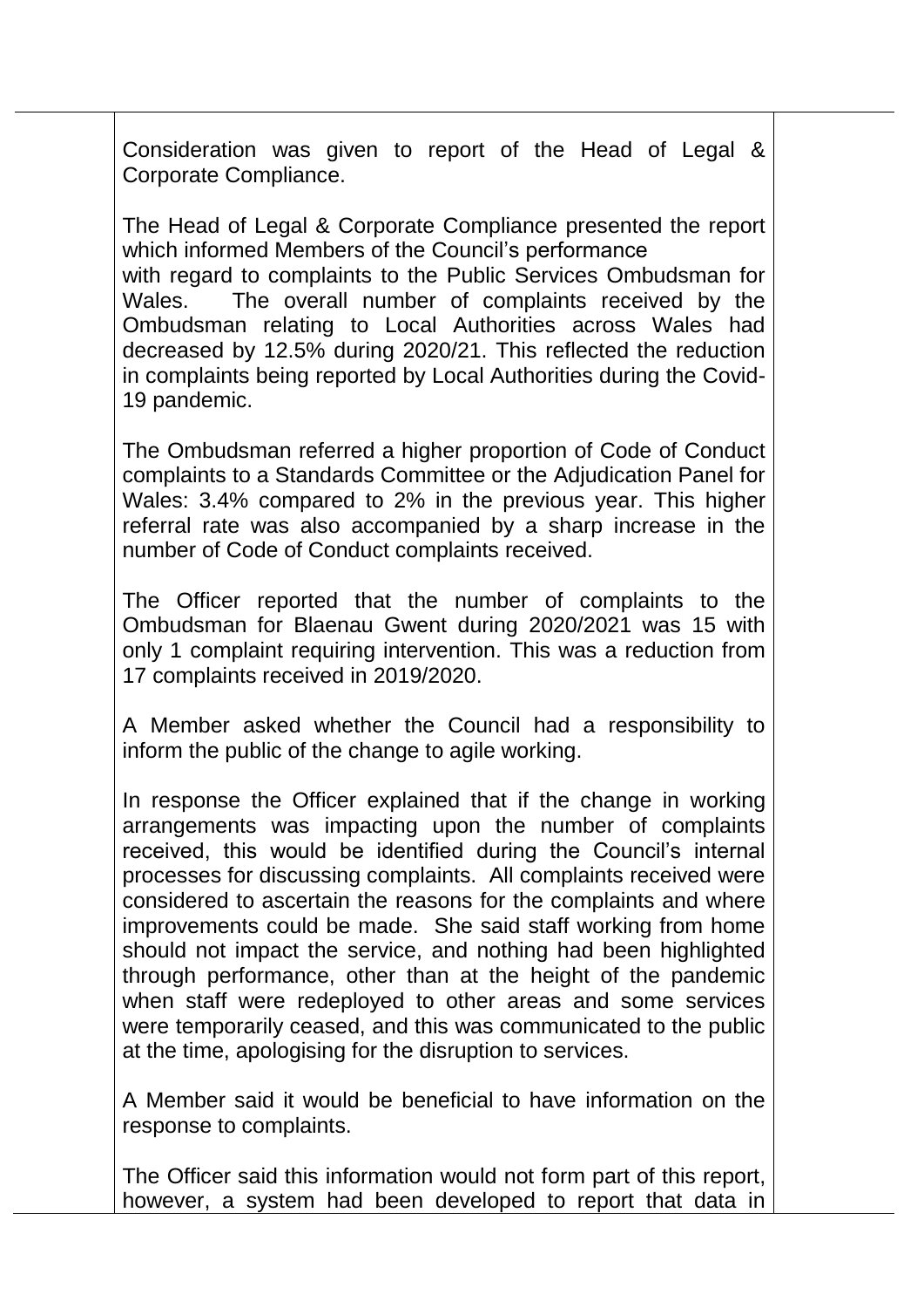Consideration was given to report of the Head of Legal & Corporate Compliance.

The Head of Legal & Corporate Compliance presented the report which informed Members of the Council's performance with regard to complaints to the Public Services Ombudsman for Wales. The overall number of complaints received by the Ombudsman relating to Local Authorities across Wales had decreased by 12.5% during 2020/21. This reflected the reduction in complaints being reported by Local Authorities during the Covid-19 pandemic.

The Ombudsman referred a higher proportion of Code of Conduct complaints to a Standards Committee or the Adjudication Panel for Wales: 3.4% compared to 2% in the previous year. This higher referral rate was also accompanied by a sharp increase in the number of Code of Conduct complaints received.

The Officer reported that the number of complaints to the Ombudsman for Blaenau Gwent during 2020/2021 was 15 with only 1 complaint requiring intervention. This was a reduction from 17 complaints received in 2019/2020.

A Member asked whether the Council had a responsibility to inform the public of the change to agile working.

In response the Officer explained that if the change in working arrangements was impacting upon the number of complaints received, this would be identified during the Council's internal processes for discussing complaints. All complaints received were considered to ascertain the reasons for the complaints and where improvements could be made. She said staff working from home should not impact the service, and nothing had been highlighted through performance, other than at the height of the pandemic when staff were redeployed to other areas and some services were temporarily ceased, and this was communicated to the public at the time, apologising for the disruption to services.

A Member said it would be beneficial to have information on the response to complaints.

The Officer said this information would not form part of this report, however, a system had been developed to report that data in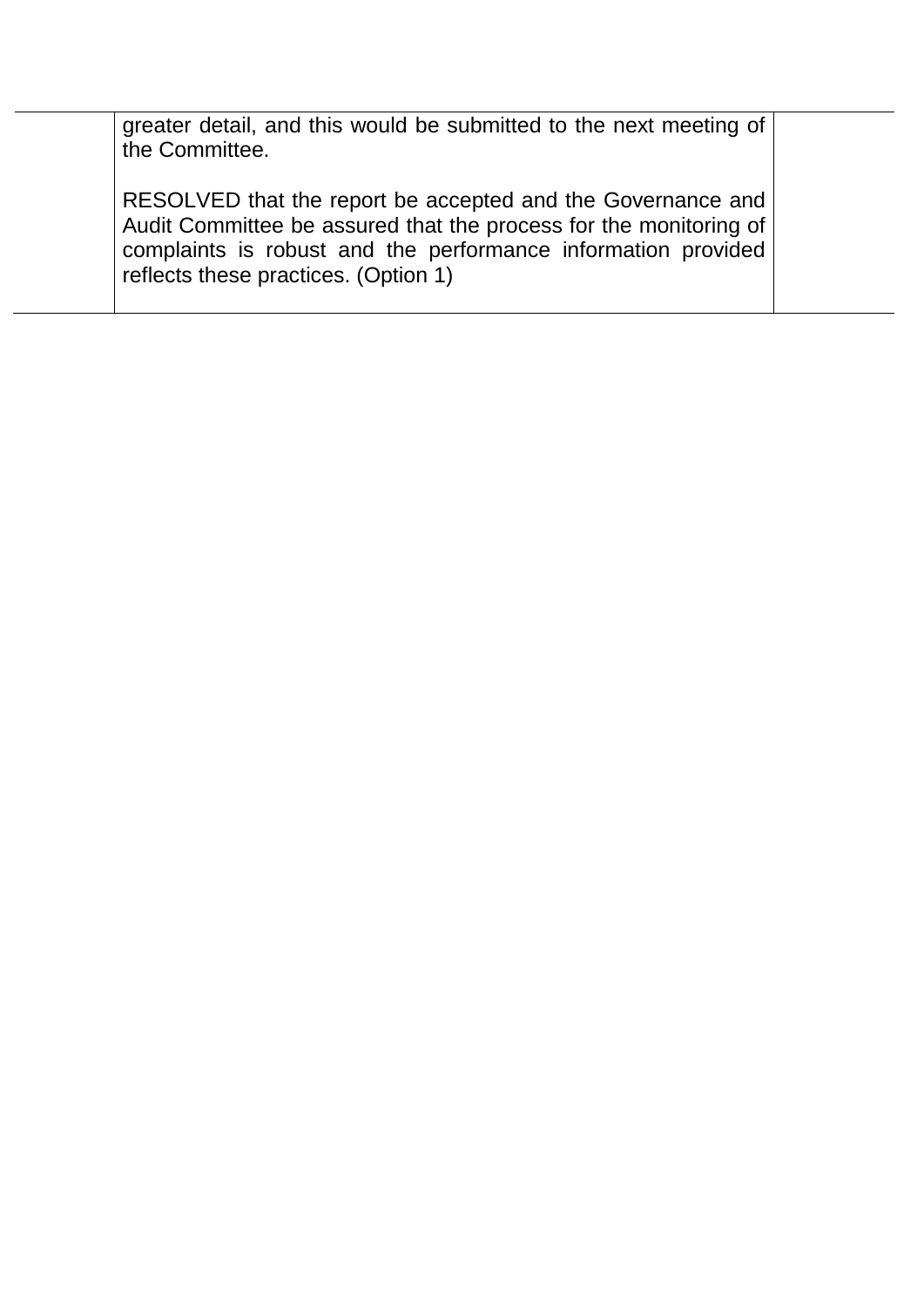| | | |
|---|---|---|
| | greater detail, and this would be submitted to the next meeting of the Committee.<br><br>RESOLVED that the report be accepted and the Governance and Audit Committee be assured that the process for the monitoring of complaints is robust and the performance information provided reflects these practices. (Option 1) | |